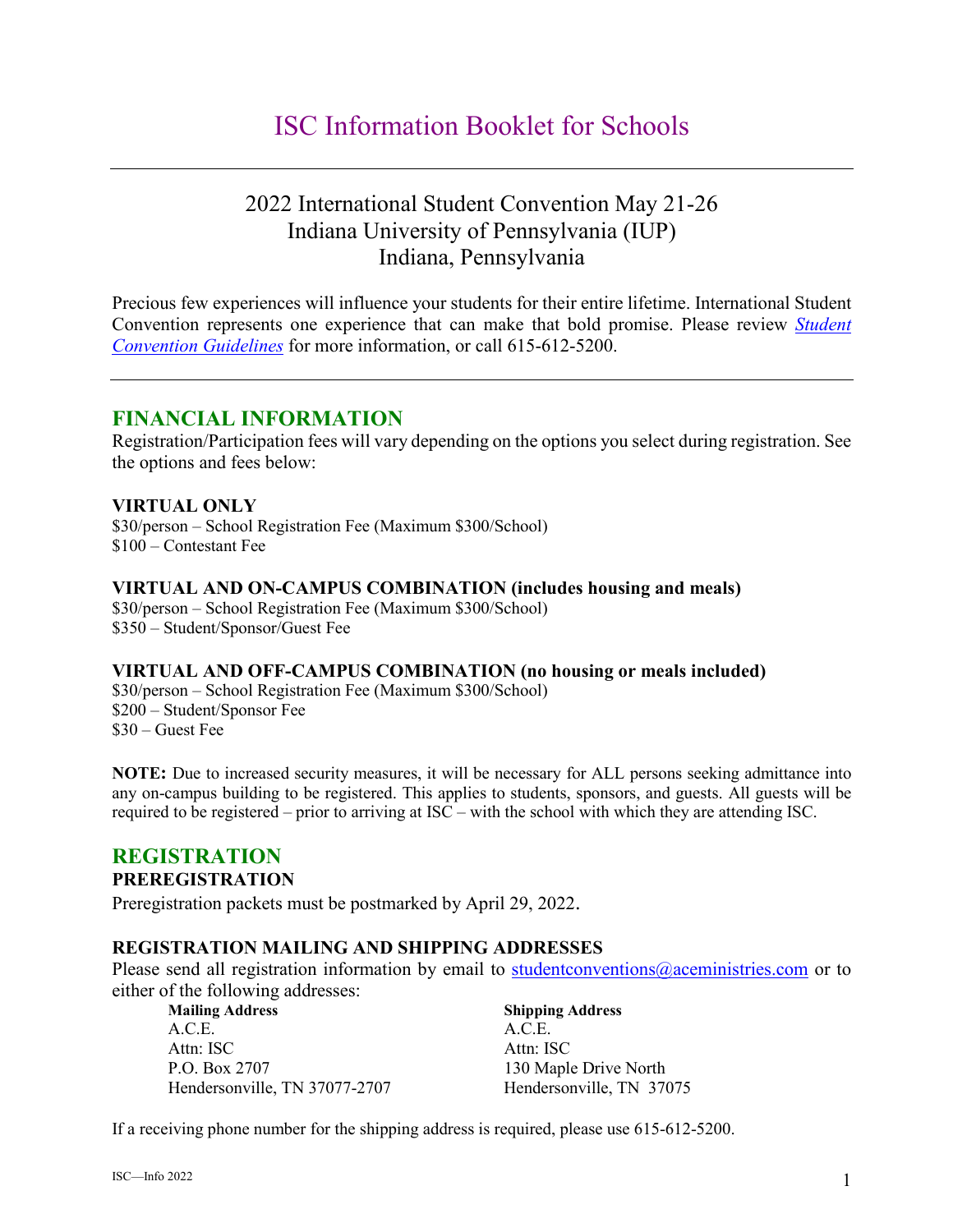# ISC Information Booklet for Schools

---

## 2022 International Student Convention May 21-26
## Indiana University of Pennsylvania (IUP)
## Indiana, Pennsylvania

Precious few experiences will influence your students for their entire lifetime. International Student Convention represents one experience that can make that bold promise. Please review *Student Convention Guidelines* for more information, or call 615-612-5200.

---

## FINANCIAL INFORMATION

Registration/Participation fees will vary depending on the options you select during registration. See the options and fees below:

**VIRTUAL ONLY**
$30/person – School Registration Fee (Maximum $300/School)
$100 – Contestant Fee

**VIRTUAL AND ON-CAMPUS COMBINATION (includes housing and meals)**
$30/person – School Registration Fee (Maximum $300/School)
$350 – Student/Sponsor/Guest Fee

**VIRTUAL AND OFF-CAMPUS COMBINATION (no housing or meals included)**
$30/person – School Registration Fee (Maximum $300/School)
$200 – Student/Sponsor Fee
$30 – Guest Fee

**NOTE:** Due to increased security measures, it will be necessary for ALL persons seeking admittance into any on-campus building to be registered. This applies to students, sponsors, and guests. All guests will be required to be registered – prior to arriving at ISC – with the school with which they are attending ISC.

## REGISTRATION

### PREREGISTRATION

Preregistration packets must be postmarked by April 29, 2022.

### REGISTRATION MAILING AND SHIPPING ADDRESSES

Please send all registration information by email to studentconventions@aceministries.com or to either of the following addresses:

**Mailing Address**
A.C.E.
Attn: ISC
P.O. Box 2707
Hendersonville, TN 37077-2707

**Shipping Address**
A.C.E.
Attn: ISC
130 Maple Drive North
Hendersonville, TN 37075

If a receiving phone number for the shipping address is required, please use 615-612-5200.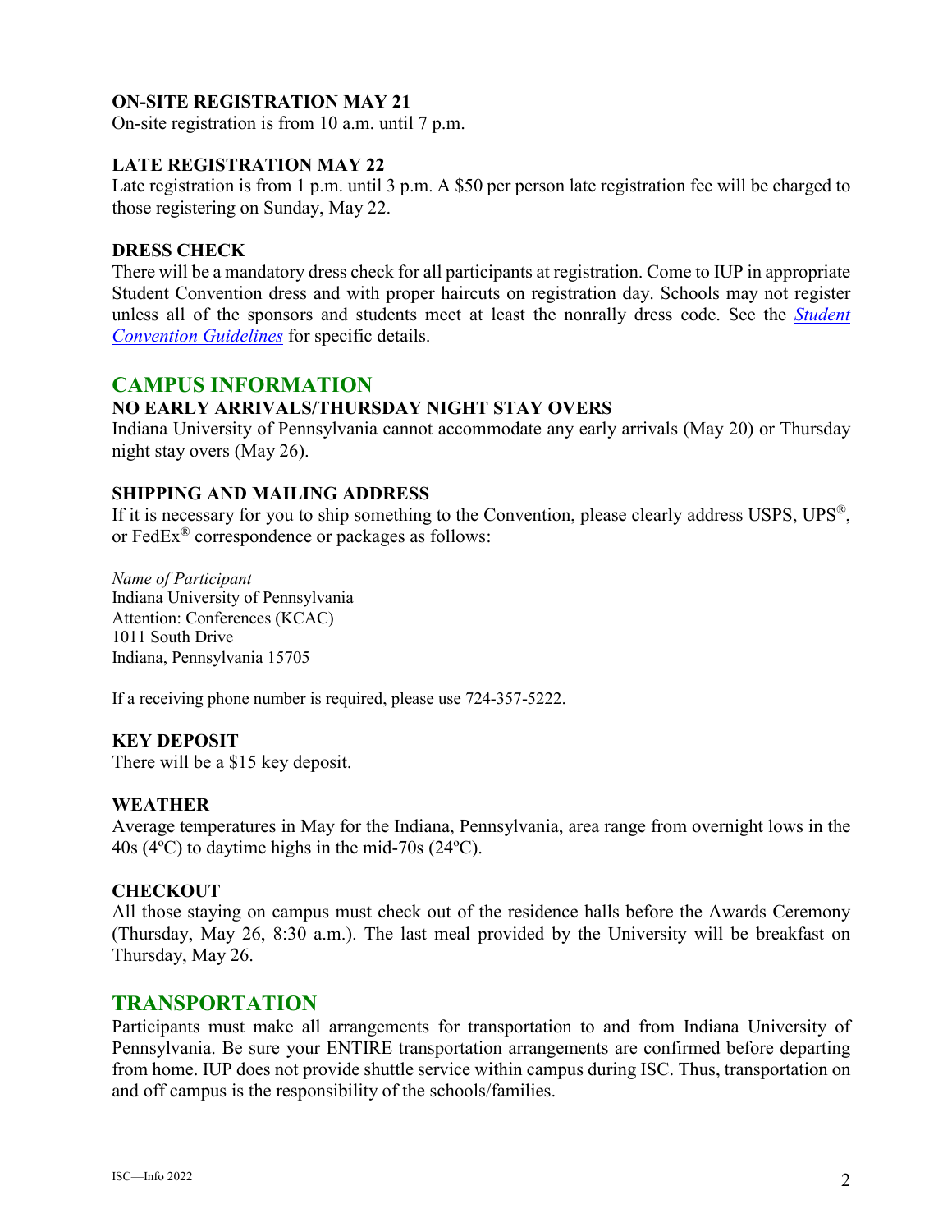### ON-SITE REGISTRATION MAY 21

On-site registration is from 10 a.m. until 7 p.m.

### LATE REGISTRATION MAY 22

Late registration is from 1 p.m. until 3 p.m. A $50 per person late registration fee will be charged to those registering on Sunday, May 22.

### DRESS CHECK

There will be a mandatory dress check for all participants at registration. Come to IUP in appropriate Student Convention dress and with proper haircuts on registration day. Schools may not register unless all of the sponsors and students meet at least the nonrally dress code. See the *Student Convention Guidelines* for specific details.

## CAMPUS INFORMATION

### NO EARLY ARRIVALS/THURSDAY NIGHT STAY OVERS

Indiana University of Pennsylvania cannot accommodate any early arrivals (May 20) or Thursday night stay overs (May 26).

### SHIPPING AND MAILING ADDRESS

If it is necessary for you to ship something to the Convention, please clearly address USPS, UPS®, or FedEx® correspondence or packages as follows:

*Name of Participant*
Indiana University of Pennsylvania
Attention: Conferences (KCAC)
1011 South Drive
Indiana, Pennsylvania 15705

If a receiving phone number is required, please use 724-357-5222.

### KEY DEPOSIT

There will be a $15 key deposit.

### WEATHER

Average temperatures in May for the Indiana, Pennsylvania, area range from overnight lows in the 40s (4ºC) to daytime highs in the mid-70s (24ºC).

### CHECKOUT

All those staying on campus must check out of the residence halls before the Awards Ceremony (Thursday, May 26, 8:30 a.m.). The last meal provided by the University will be breakfast on Thursday, May 26.

## TRANSPORTATION

Participants must make all arrangements for transportation to and from Indiana University of Pennsylvania. Be sure your ENTIRE transportation arrangements are confirmed before departing from home. IUP does not provide shuttle service within campus during ISC. Thus, transportation on and off campus is the responsibility of the schools/families.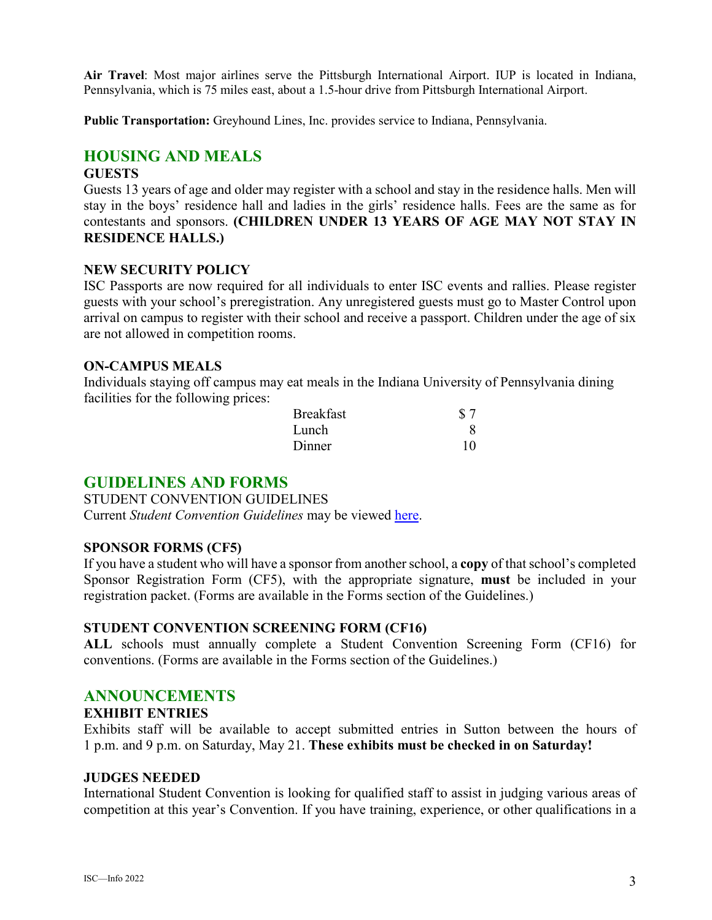**Air Travel**: Most major airlines serve the Pittsburgh International Airport. IUP is located in Indiana, Pennsylvania, which is 75 miles east, about a 1.5-hour drive from Pittsburgh International Airport.

**Public Transportation:** Greyhound Lines, Inc. provides service to Indiana, Pennsylvania.

## HOUSING AND MEALS

### GUESTS

Guests 13 years of age and older may register with a school and stay in the residence halls. Men will stay in the boys' residence hall and ladies in the girls' residence halls. Fees are the same as for contestants and sponsors. **(CHILDREN UNDER 13 YEARS OF AGE MAY NOT STAY IN RESIDENCE HALLS.)**

### NEW SECURITY POLICY

ISC Passports are now required for all individuals to enter ISC events and rallies. Please register guests with your school's preregistration. Any unregistered guests must go to Master Control upon arrival on campus to register with their school and receive a passport. Children under the age of six are not allowed in competition rooms.

### ON-CAMPUS MEALS

Individuals staying off campus may eat meals in the Indiana University of Pennsylvania dining facilities for the following prices:

| | |
|---|---|
| Breakfast | $ 7 |
| Lunch | 8 |
| Dinner | 10 |

## GUIDELINES AND FORMS

STUDENT CONVENTION GUIDELINES

Current *Student Convention Guidelines* may be viewed here.

### SPONSOR FORMS (CF5)

If you have a student who will have a sponsor from another school, a **copy** of that school's completed Sponsor Registration Form (CF5), with the appropriate signature, **must** be included in your registration packet. (Forms are available in the Forms section of the Guidelines.)

### STUDENT CONVENTION SCREENING FORM (CF16)

**ALL** schools must annually complete a Student Convention Screening Form (CF16) for conventions. (Forms are available in the Forms section of the Guidelines.)

## ANNOUNCEMENTS

### EXHIBIT ENTRIES

Exhibits staff will be available to accept submitted entries in Sutton between the hours of 1 p.m. and 9 p.m. on Saturday, May 21. **These exhibits must be checked in on Saturday!**

### JUDGES NEEDED

International Student Convention is looking for qualified staff to assist in judging various areas of competition at this year's Convention. If you have training, experience, or other qualifications in a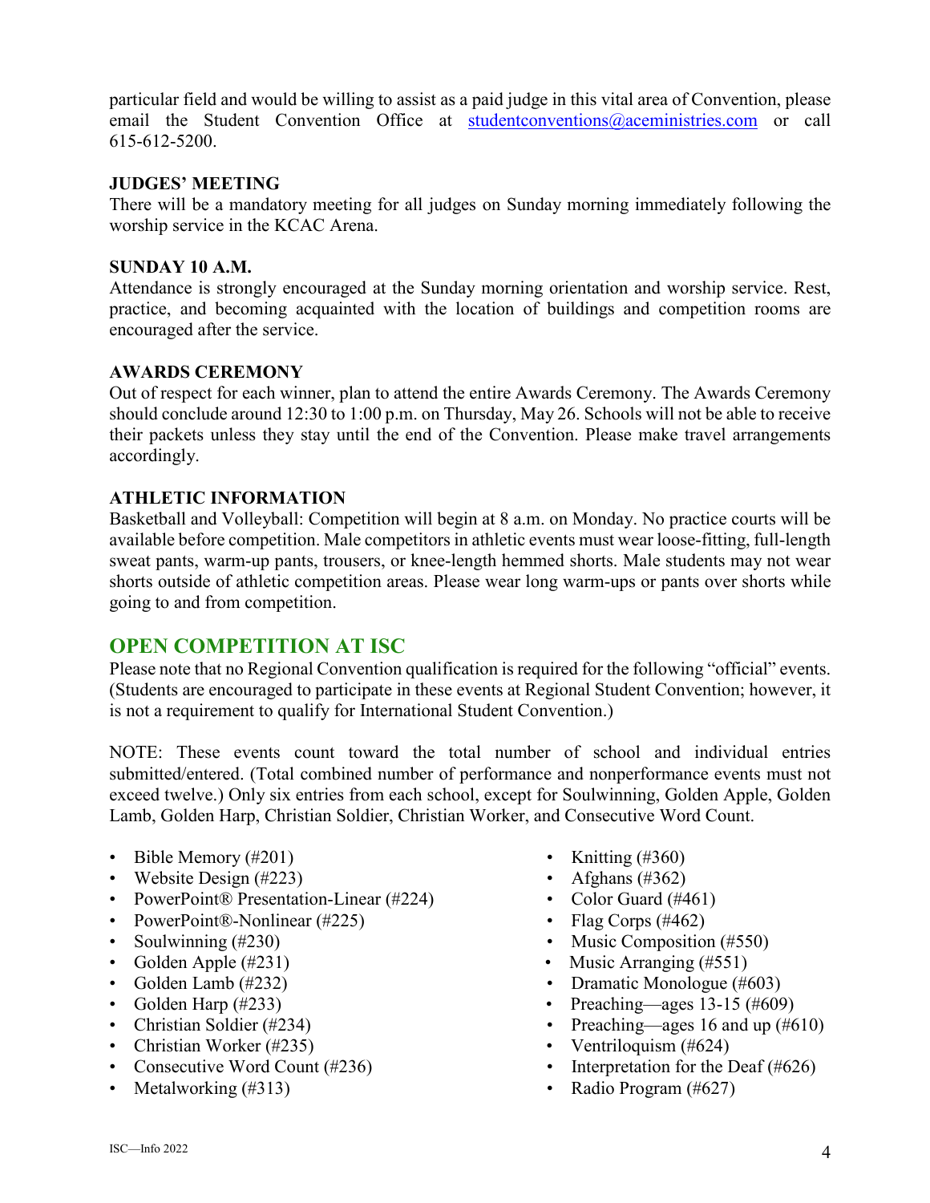particular field and would be willing to assist as a paid judge in this vital area of Convention, please email the Student Convention Office at studentconventions@aceministries.com or call 615-612-5200.

**JUDGES' MEETING**
There will be a mandatory meeting for all judges on Sunday morning immediately following the worship service in the KCAC Arena.

**SUNDAY 10 A.M.**
Attendance is strongly encouraged at the Sunday morning orientation and worship service. Rest, practice, and becoming acquainted with the location of buildings and competition rooms are encouraged after the service.

**AWARDS CEREMONY**
Out of respect for each winner, plan to attend the entire Awards Ceremony. The Awards Ceremony should conclude around 12:30 to 1:00 p.m. on Thursday, May 26. Schools will not be able to receive their packets unless they stay until the end of the Convention. Please make travel arrangements accordingly.

**ATHLETIC INFORMATION**
Basketball and Volleyball: Competition will begin at 8 a.m. on Monday. No practice courts will be available before competition. Male competitors in athletic events must wear loose-fitting, full-length sweat pants, warm-up pants, trousers, or knee-length hemmed shorts. Male students may not wear shorts outside of athletic competition areas. Please wear long warm-ups or pants over shorts while going to and from competition.

## OPEN COMPETITION AT ISC

Please note that no Regional Convention qualification is required for the following "official" events. (Students are encouraged to participate in these events at Regional Student Convention; however, it is not a requirement to qualify for International Student Convention.)

NOTE: These events count toward the total number of school and individual entries submitted/entered. (Total combined number of performance and nonperformance events must not exceed twelve.) Only six entries from each school, except for Soulwinning, Golden Apple, Golden Lamb, Golden Harp, Christian Soldier, Christian Worker, and Consecutive Word Count.

- Bible Memory (#201)
- Website Design (#223)
- PowerPoint® Presentation-Linear (#224)
- PowerPoint®-Nonlinear (#225)
- Soulwinning (#230)
- Golden Apple (#231)
- Golden Lamb (#232)
- Golden Harp (#233)
- Christian Soldier (#234)
- Christian Worker (#235)
- Consecutive Word Count (#236)
- Metalworking (#313)
- Knitting (#360)
- Afghans (#362)
- Color Guard (#461)
- Flag Corps (#462)
- Music Composition (#550)
- Music Arranging (#551)
- Dramatic Monologue (#603)
- Preaching—ages 13-15 (#609)
- Preaching—ages 16 and up (#610)
- Ventriloquism (#624)
- Interpretation for the Deaf (#626)
- Radio Program (#627)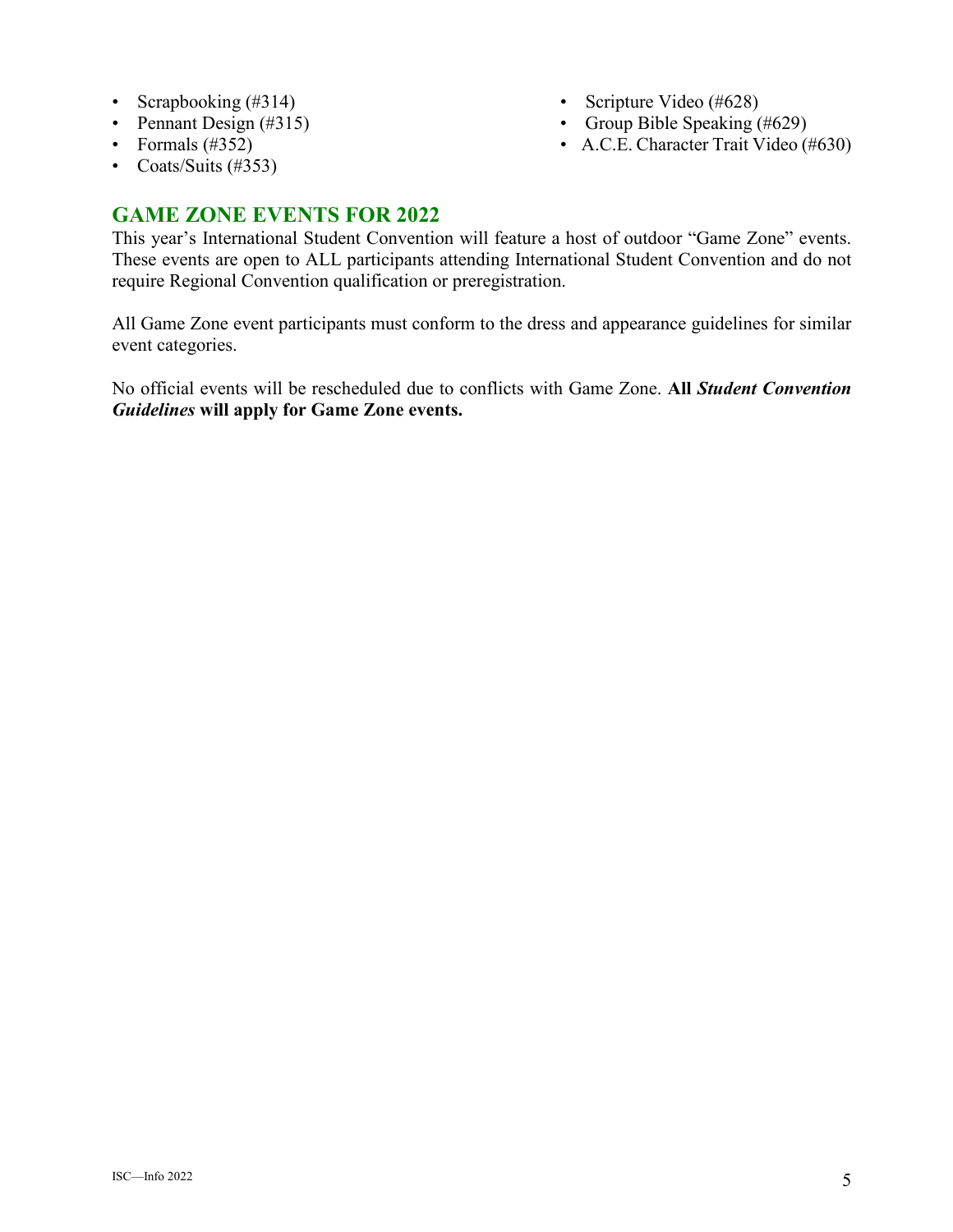- Scrapbooking (#314)
- Pennant Design (#315)
- Formals (#352)
- Coats/Suits (#353)
- Scripture Video (#628)
- Group Bible Speaking (#629)
- A.C.E. Character Trait Video (#630)

## GAME ZONE EVENTS FOR 2022

This year's International Student Convention will feature a host of outdoor "Game Zone" events. These events are open to ALL participants attending International Student Convention and do not require Regional Convention qualification or preregistration.

All Game Zone event participants must conform to the dress and appearance guidelines for similar event categories.

No official events will be rescheduled due to conflicts with Game Zone. **All *Student Convention Guidelines* will apply for Game Zone events.**